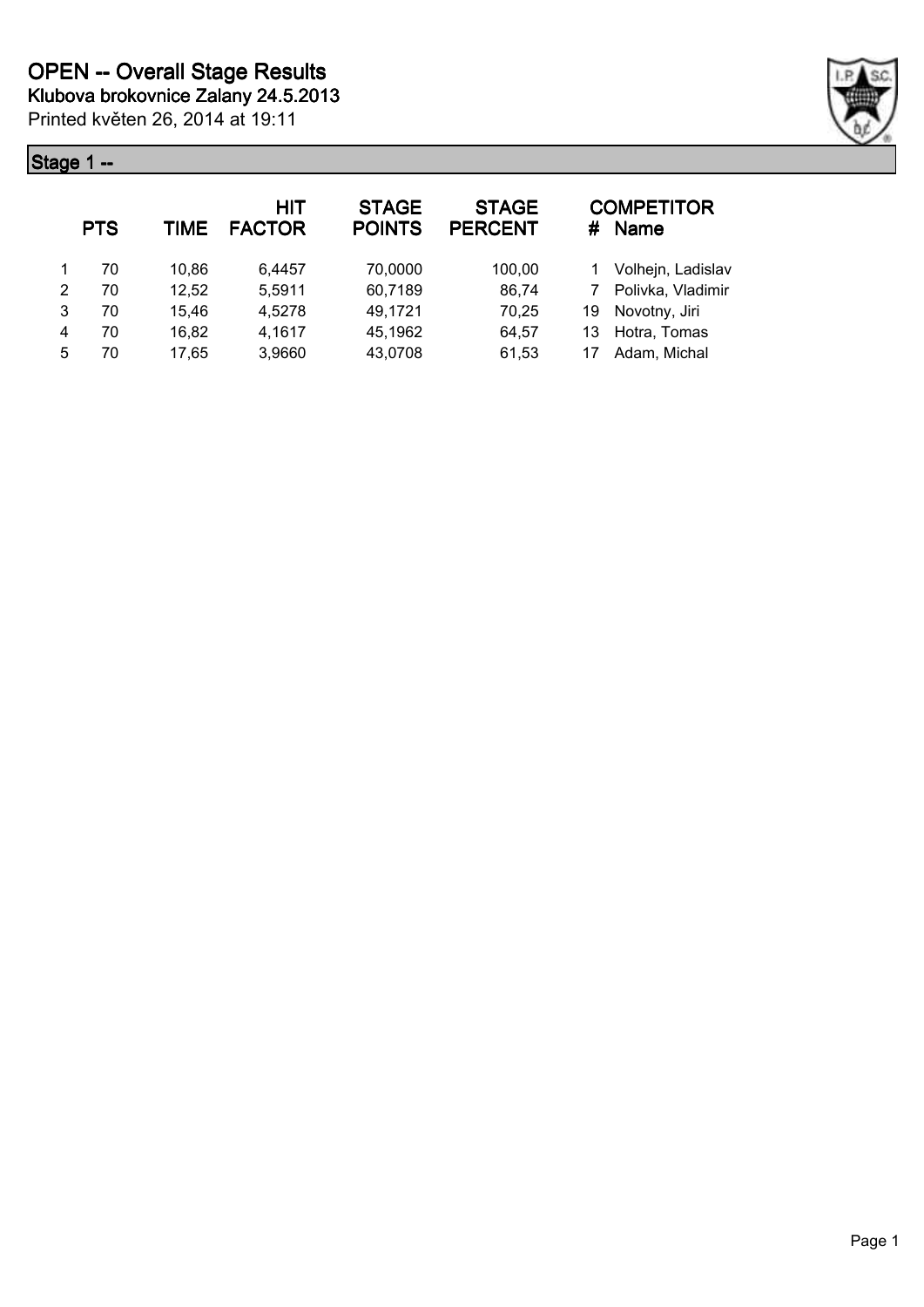# OPEN -- Overall Stage Results

**Klubova brokovnice Zalany 24.5.2013**

Printed květen 26, 2014 at 19:11

## Stage 1 --

| | PTS | TIME | HIT FACTOR | STAGE POINTS | STAGE PERCENT | # | COMPETITOR Name |
|---|---|---|---|---|---|---|---|
| 1 | 70 | 10,86 | 6,4457 | 70,0000 | 100,00 | 1 | Volhejn, Ladislav |
| 2 | 70 | 12,52 | 5,5911 | 60,7189 | 86,74 | 7 | Polivka, Vladimir |
| 3 | 70 | 15,46 | 4,5278 | 49,1721 | 70,25 | 19 | Novotny, Jiri |
| 4 | 70 | 16,82 | 4,1617 | 45,1962 | 64,57 | 13 | Hotra, Tomas |
| 5 | 70 | 17,65 | 3,9660 | 43,0708 | 61,53 | 17 | Adam, Michal |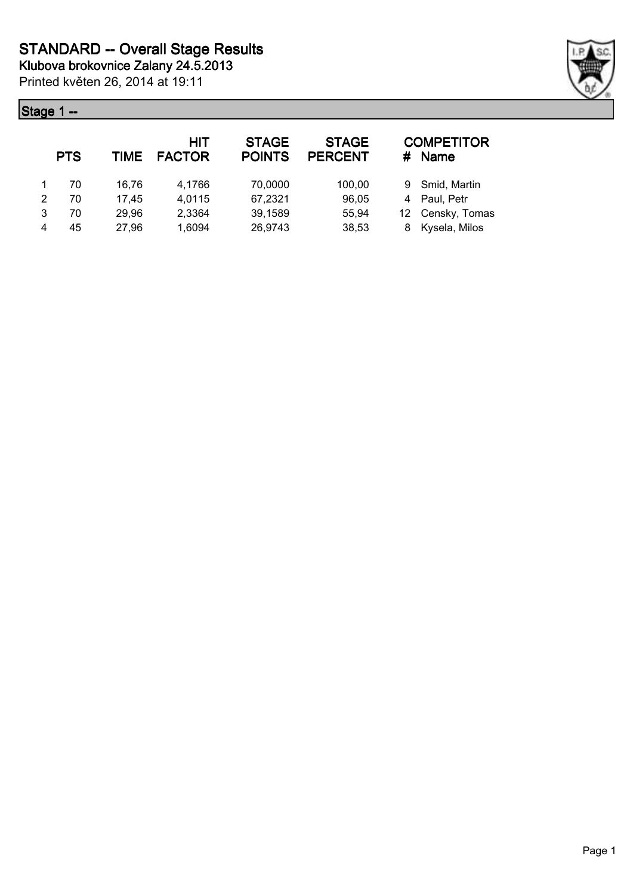# STANDARD -- Overall Stage Results

**Klubova brokovnice Zalany 24.5.2013**

Printed květen 26, 2014 at 19:11

## Stage 1 --

|  | PTS | TIME | HIT FACTOR | STAGE POINTS | STAGE PERCENT | # | COMPETITOR Name |
|---|---|---|---|---|---|---|---|
| 1 | 70 | 16,76 | 4,1766 | 70,0000 | 100,00 | 9 | Smid, Martin |
| 2 | 70 | 17,45 | 4,0115 | 67,2321 | 96,05 | 4 | Paul, Petr |
| 3 | 70 | 29,96 | 2,3364 | 39,1589 | 55,94 | 12 | Censky, Tomas |
| 4 | 45 | 27,96 | 1,6094 | 26,9743 | 38,53 | 8 | Kysela, Milos |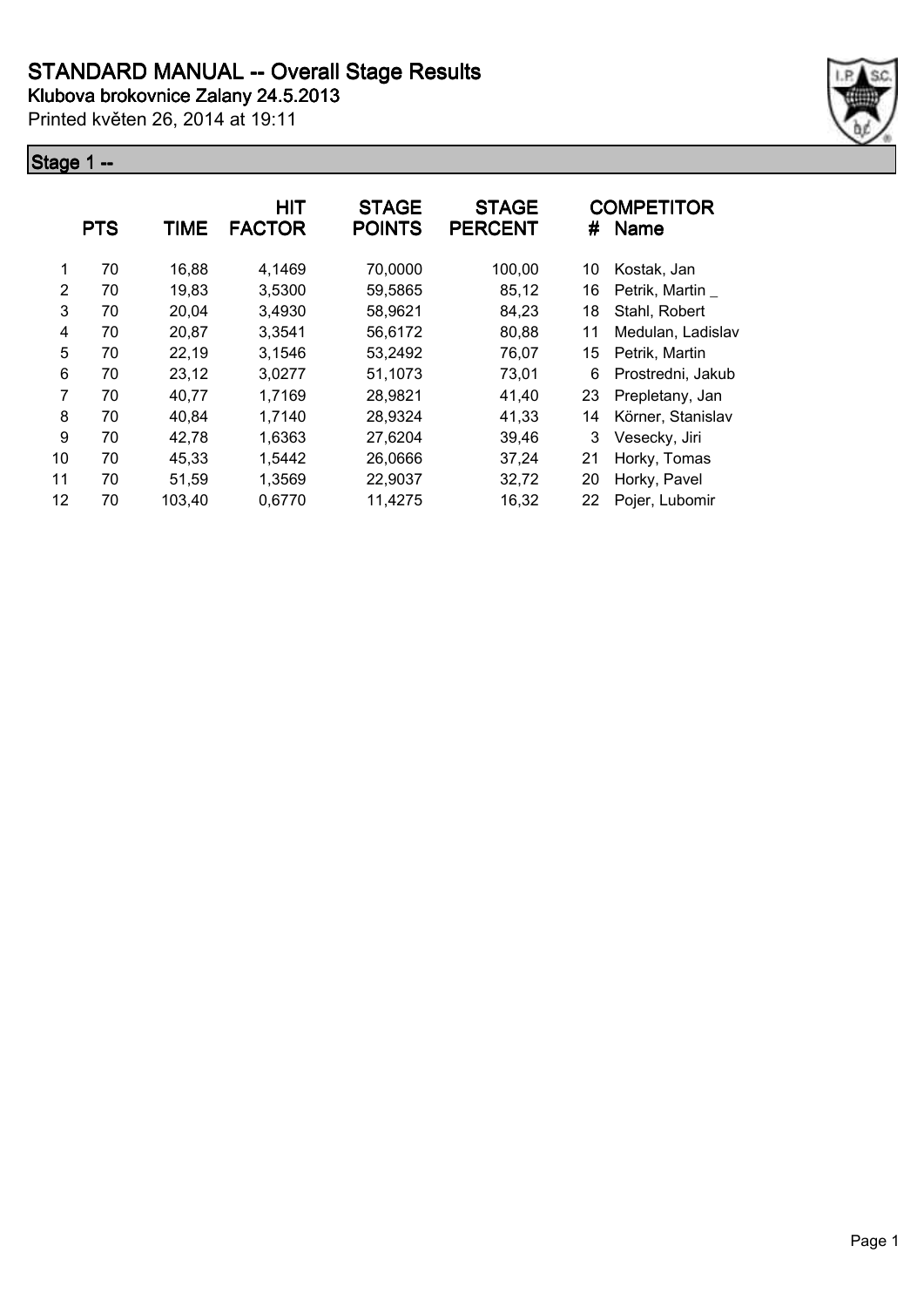# STANDARD MANUAL -- Overall Stage Results

**Klubova brokovnice Zalany 24.5.2013**

Printed květen 26, 2014 at 19:11

## Stage 1 --

| | PTS | TIME | HIT FACTOR | STAGE POINTS | STAGE PERCENT | # | COMPETITOR Name |
|---|---|---|---|---|---|---|---|
| 1 | 70 | 16,88 | 4,1469 | 70,0000 | 100,00 | 10 | Kostak, Jan |
| 2 | 70 | 19,83 | 3,5300 | 59,5865 | 85,12 | 16 | Petrik, Martin _ |
| 3 | 70 | 20,04 | 3,4930 | 58,9621 | 84,23 | 18 | Stahl, Robert |
| 4 | 70 | 20,87 | 3,3541 | 56,6172 | 80,88 | 11 | Medulan, Ladislav |
| 5 | 70 | 22,19 | 3,1546 | 53,2492 | 76,07 | 15 | Petrik, Martin |
| 6 | 70 | 23,12 | 3,0277 | 51,1073 | 73,01 | 6 | Prostredni, Jakub |
| 7 | 70 | 40,77 | 1,7169 | 28,9821 | 41,40 | 23 | Prepletany, Jan |
| 8 | 70 | 40,84 | 1,7140 | 28,9324 | 41,33 | 14 | Körner, Stanislav |
| 9 | 70 | 42,78 | 1,6363 | 27,6204 | 39,46 | 3 | Vesecky, Jiri |
| 10 | 70 | 45,33 | 1,5442 | 26,0666 | 37,24 | 21 | Horky, Tomas |
| 11 | 70 | 51,59 | 1,3569 | 22,9037 | 32,72 | 20 | Horky, Pavel |
| 12 | 70 | 103,40 | 0,6770 | 11,4275 | 16,32 | 22 | Pojer, Lubomir |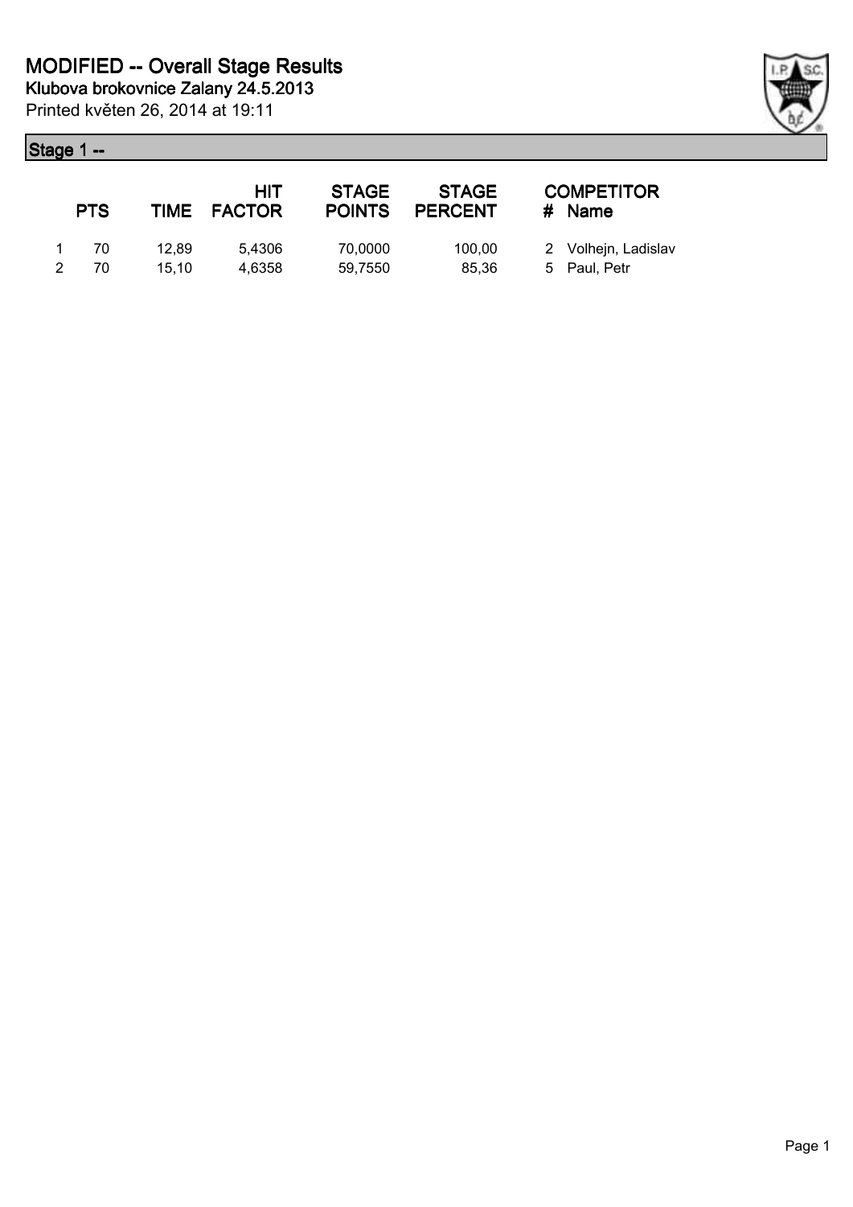# MODIFIED -- Overall Stage Results

**Klubova brokovnice Zalany 24.5.2013**

Printed květen 26, 2014 at 19:11

## Stage 1 --

| | PTS | TIME | HIT FACTOR | STAGE POINTS | STAGE PERCENT | COMPETITOR # | Name |
|---|---|---|---|---|---|---|---|
| 1 | 70 | 12,89 | 5,4306 | 70,0000 | 100,00 | 2 | Volhejn, Ladislav |
| 2 | 70 | 15,10 | 4,6358 | 59,7550 | 85,36 | 5 | Paul, Petr |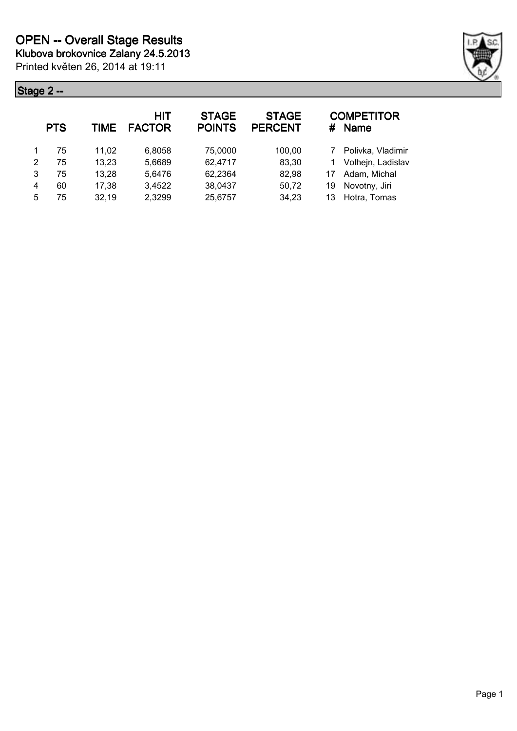# OPEN -- Overall Stage Results

**Klubova brokovnice Zalany 24.5.2013**

Printed květen 26, 2014 at 19:11

## Stage 2 --

|  | PTS | TIME | HIT FACTOR | STAGE POINTS | STAGE PERCENT | # | COMPETITOR Name |
|---|---|---|---|---|---|---|---|
| 1 | 75 | 11,02 | 6,8058 | 75,0000 | 100,00 | 7 | Polivka, Vladimir |
| 2 | 75 | 13,23 | 5,6689 | 62,4717 | 83,30 | 1 | Volhejn, Ladislav |
| 3 | 75 | 13,28 | 5,6476 | 62,2364 | 82,98 | 17 | Adam, Michal |
| 4 | 60 | 17,38 | 3,4522 | 38,0437 | 50,72 | 19 | Novotny, Jiri |
| 5 | 75 | 32,19 | 2,3299 | 25,6757 | 34,23 | 13 | Hotra, Tomas |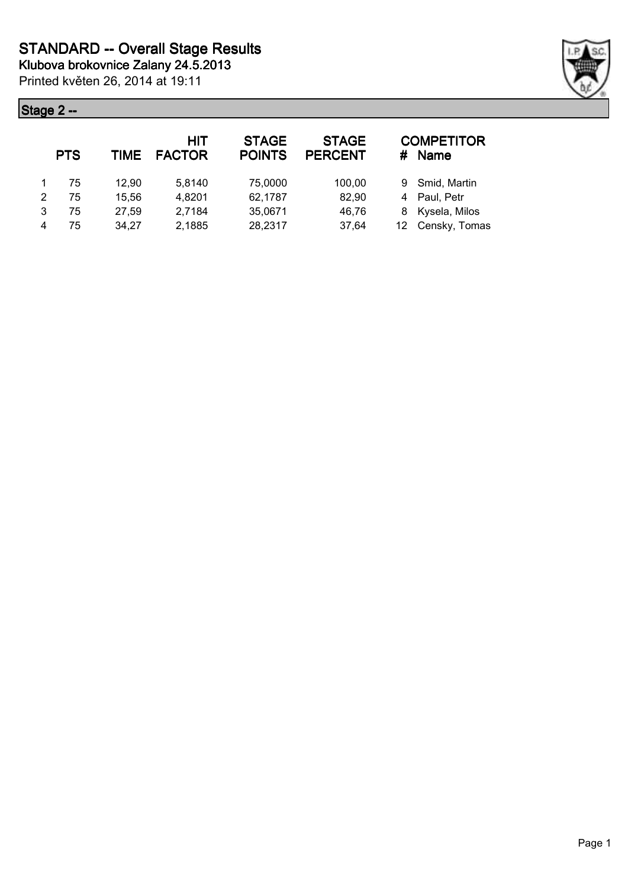# STANDARD -- Overall Stage Results

**Klubova brokovnice Zalany 24.5.2013**

Printed květen 26, 2014 at 19:11

## Stage 2 --

| | PTS | TIME | HIT FACTOR | STAGE POINTS | STAGE PERCENT | # | COMPETITOR Name |
|---|---|---|---|---|---|---|---|
| 1 | 75 | 12,90 | 5,8140 | 75,0000 | 100,00 | 9 | Smid, Martin |
| 2 | 75 | 15,56 | 4,8201 | 62,1787 | 82,90 | 4 | Paul, Petr |
| 3 | 75 | 27,59 | 2,7184 | 35,0671 | 46,76 | 8 | Kysela, Milos |
| 4 | 75 | 34,27 | 2,1885 | 28,2317 | 37,64 | 12 | Censky, Tomas |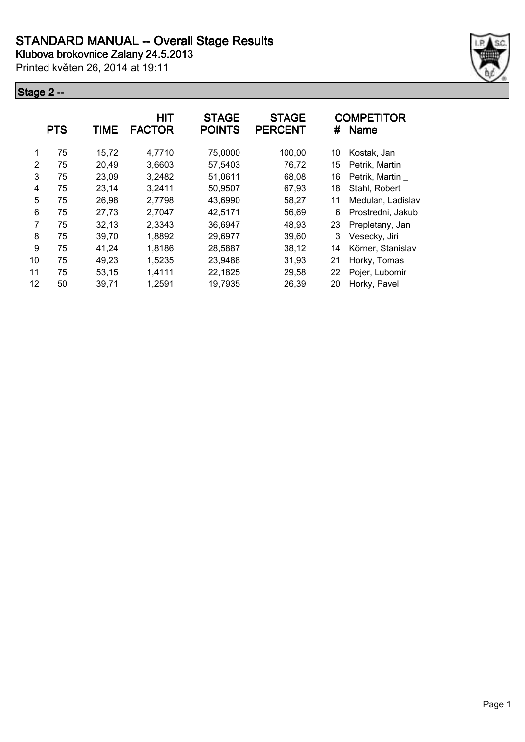# STANDARD MANUAL -- Overall Stage Results

**Klubova brokovnice Zalany 24.5.2013**

Printed květen 26, 2014 at 19:11

## Stage 2 --

| | PTS | TIME | HIT FACTOR | STAGE POINTS | STAGE PERCENT | # | COMPETITOR Name |
|---|---|---|---|---|---|---|---|
| 1 | 75 | 15,72 | 4,7710 | 75,0000 | 100,00 | 10 | Kostak, Jan |
| 2 | 75 | 20,49 | 3,6603 | 57,5403 | 76,72 | 15 | Petrik, Martin |
| 3 | 75 | 23,09 | 3,2482 | 51,0611 | 68,08 | 16 | Petrik, Martin _ |
| 4 | 75 | 23,14 | 3,2411 | 50,9507 | 67,93 | 18 | Stahl, Robert |
| 5 | 75 | 26,98 | 2,7798 | 43,6990 | 58,27 | 11 | Medulan, Ladislav |
| 6 | 75 | 27,73 | 2,7047 | 42,5171 | 56,69 | 6 | Prostredni, Jakub |
| 7 | 75 | 32,13 | 2,3343 | 36,6947 | 48,93 | 23 | Prepletany, Jan |
| 8 | 75 | 39,70 | 1,8892 | 29,6977 | 39,60 | 3 | Vesecky, Jiri |
| 9 | 75 | 41,24 | 1,8186 | 28,5887 | 38,12 | 14 | Körner, Stanislav |
| 10 | 75 | 49,23 | 1,5235 | 23,9488 | 31,93 | 21 | Horky, Tomas |
| 11 | 75 | 53,15 | 1,4111 | 22,1825 | 29,58 | 22 | Pojer, Lubomir |
| 12 | 50 | 39,71 | 1,2591 | 19,7935 | 26,39 | 20 | Horky, Pavel |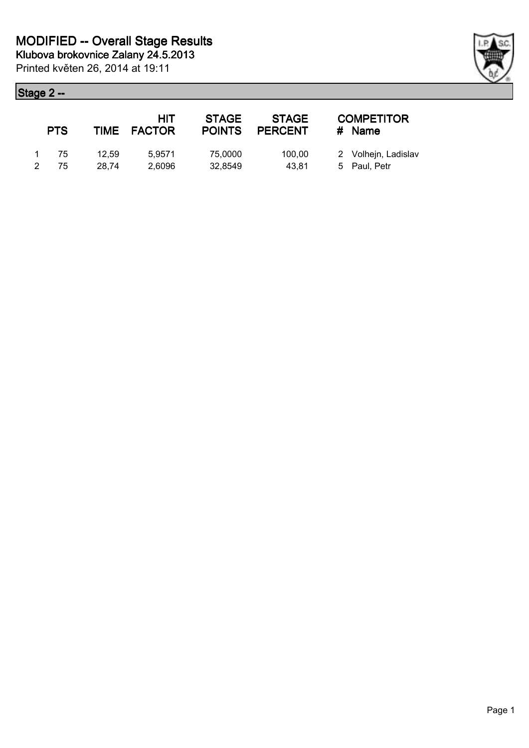# MODIFIED -- Overall Stage Results

**Klubova brokovnice Zalany 24.5.2013**

Printed květen 26, 2014 at 19:11

## Stage 2 --

| | PTS | TIME | HIT FACTOR | STAGE POINTS | STAGE PERCENT | COMPETITOR # | Name |
|---|---|---|---|---|---|---|---|
| 1 | 75 | 12,59 | 5,9571 | 75,0000 | 100,00 | 2 | Volhejn, Ladislav |
| 2 | 75 | 28,74 | 2,6096 | 32,8549 | 43,81 | 5 | Paul, Petr |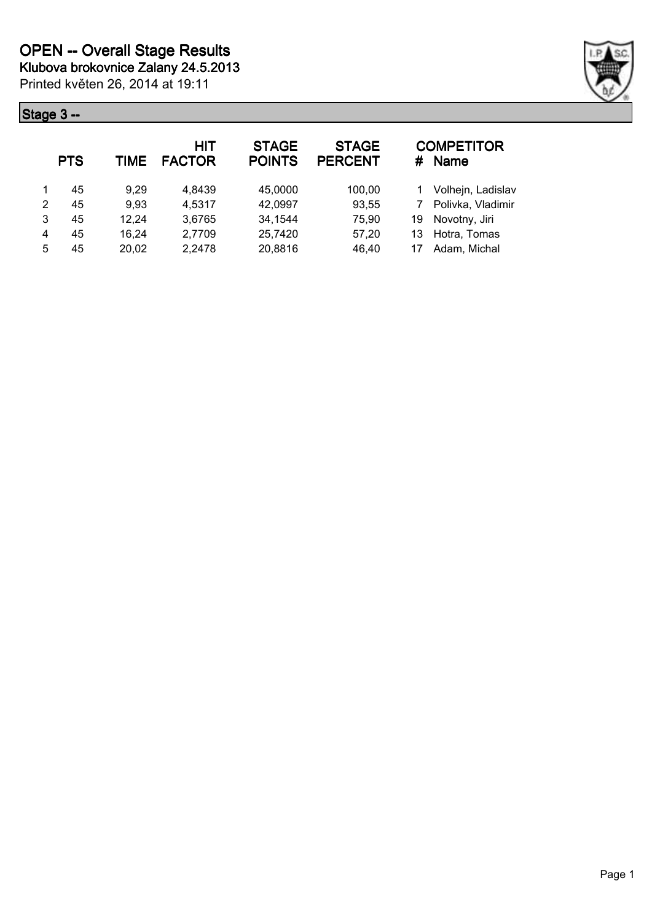# OPEN -- Overall Stage Results

**Klubova brokovnice Zalany 24.5.2013**

Printed květen 26, 2014 at 19:11

## Stage 3 --

| | PTS | TIME | HIT FACTOR | STAGE POINTS | STAGE PERCENT | # | COMPETITOR Name |
|---|---|---|---|---|---|---|---|
| 1 | 45 | 9,29 | 4,8439 | 45,0000 | 100,00 | 1 | Volhejn, Ladislav |
| 2 | 45 | 9,93 | 4,5317 | 42,0997 | 93,55 | 7 | Polivka, Vladimir |
| 3 | 45 | 12,24 | 3,6765 | 34,1544 | 75,90 | 19 | Novotny, Jiri |
| 4 | 45 | 16,24 | 2,7709 | 25,7420 | 57,20 | 13 | Hotra, Tomas |
| 5 | 45 | 20,02 | 2,2478 | 20,8816 | 46,40 | 17 | Adam, Michal |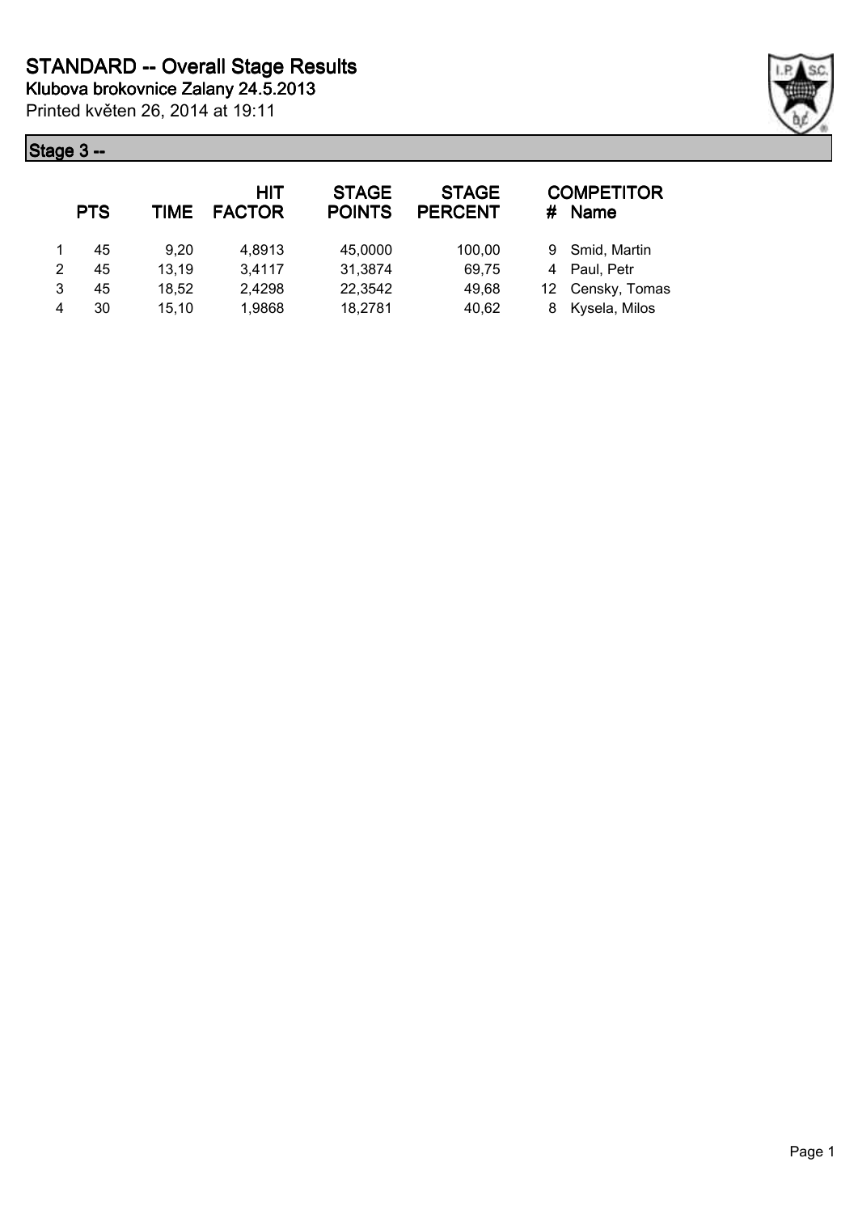# STANDARD -- Overall Stage Results

**Klubova brokovnice Zalany 24.5.2013**

Printed květen 26, 2014 at 19:11

## Stage 3 --

| | PTS | TIME | HIT FACTOR | STAGE POINTS | STAGE PERCENT | # | COMPETITOR Name |
|---|---|---|---|---|---|---|---|
| 1 | 45 | 9,20 | 4,8913 | 45,0000 | 100,00 | 9 | Smid, Martin |
| 2 | 45 | 13,19 | 3,4117 | 31,3874 | 69,75 | 4 | Paul, Petr |
| 3 | 45 | 18,52 | 2,4298 | 22,3542 | 49,68 | 12 | Censky, Tomas |
| 4 | 30 | 15,10 | 1,9868 | 18,2781 | 40,62 | 8 | Kysela, Milos |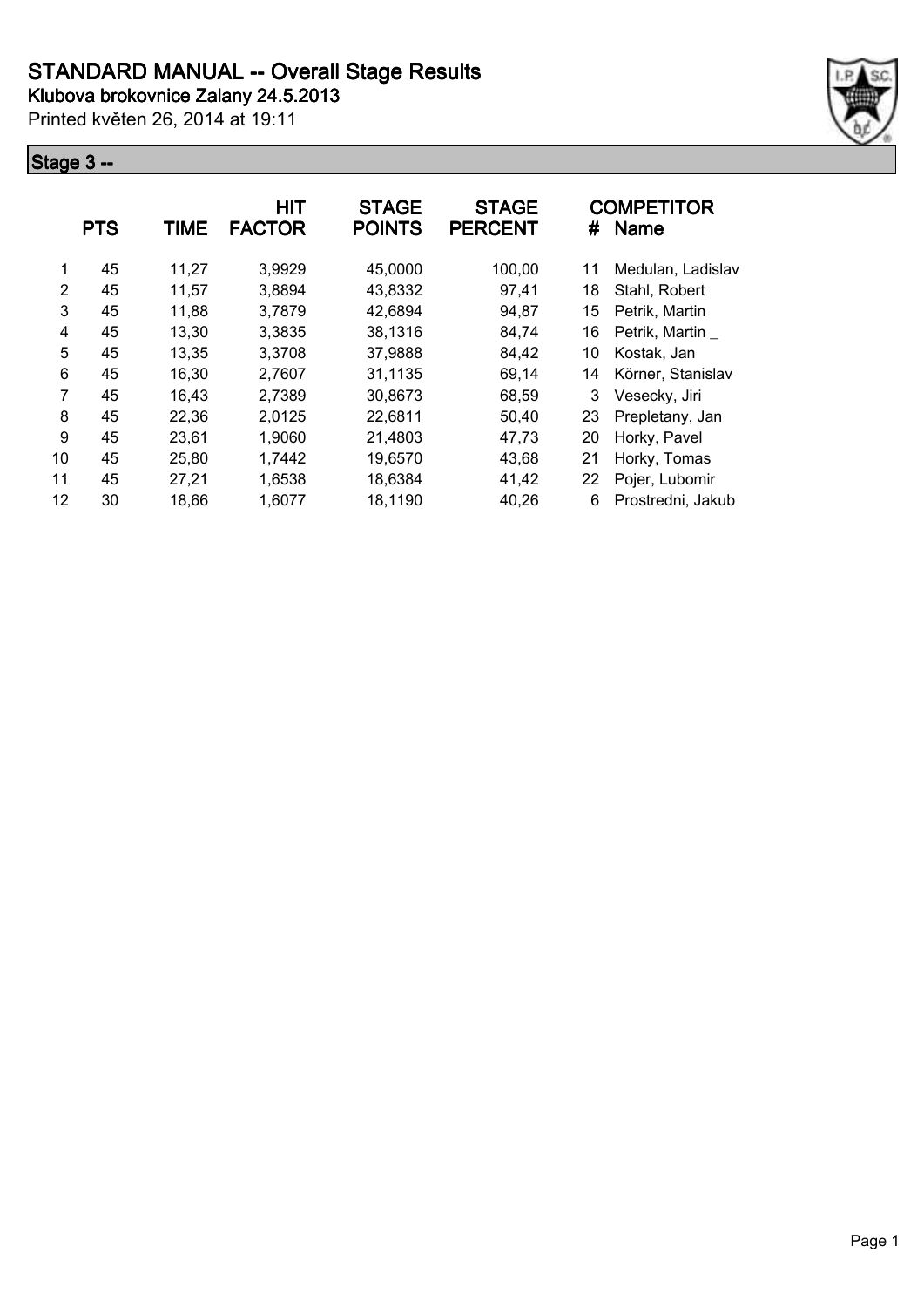# STANDARD MANUAL -- Overall Stage Results

**Klubova brokovnice Zalany 24.5.2013**

Printed květen 26, 2014 at 19:11

## Stage 3 --

| | PTS | TIME | HIT FACTOR | STAGE POINTS | STAGE PERCENT | # | COMPETITOR Name |
|---|---|---|---|---|---|---|---|
| 1 | 45 | 11,27 | 3,9929 | 45,0000 | 100,00 | 11 | Medulan, Ladislav |
| 2 | 45 | 11,57 | 3,8894 | 43,8332 | 97,41 | 18 | Stahl, Robert |
| 3 | 45 | 11,88 | 3,7879 | 42,6894 | 94,87 | 15 | Petrik, Martin |
| 4 | 45 | 13,30 | 3,3835 | 38,1316 | 84,74 | 16 | Petrik, Martin _ |
| 5 | 45 | 13,35 | 3,3708 | 37,9888 | 84,42 | 10 | Kostak, Jan |
| 6 | 45 | 16,30 | 2,7607 | 31,1135 | 69,14 | 14 | Körner, Stanislav |
| 7 | 45 | 16,43 | 2,7389 | 30,8673 | 68,59 | 3 | Vesecky, Jiri |
| 8 | 45 | 22,36 | 2,0125 | 22,6811 | 50,40 | 23 | Prepletany, Jan |
| 9 | 45 | 23,61 | 1,9060 | 21,4803 | 47,73 | 20 | Horky, Pavel |
| 10 | 45 | 25,80 | 1,7442 | 19,6570 | 43,68 | 21 | Horky, Tomas |
| 11 | 45 | 27,21 | 1,6538 | 18,6384 | 41,42 | 22 | Pojer, Lubomir |
| 12 | 30 | 18,66 | 1,6077 | 18,1190 | 40,26 | 6 | Prostredni, Jakub |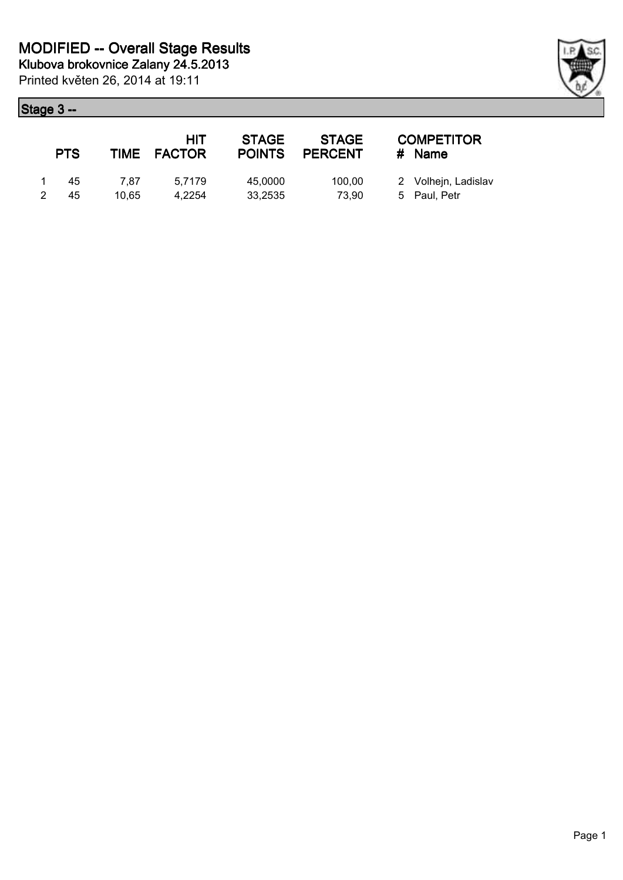# MODIFIED -- Overall Stage Results

**Klubova brokovnice Zalany 24.5.2013**

Printed květen 26, 2014 at 19:11

## Stage 3 --

| | PTS | TIME | HIT FACTOR | STAGE POINTS | STAGE PERCENT | # | COMPETITOR Name |
|---|---|---|---|---|---|---|---|
| 1 | 45 | 7,87 | 5,7179 | 45,0000 | 100,00 | 2 | Volhejn, Ladislav |
| 2 | 45 | 10,65 | 4,2254 | 33,2535 | 73,90 | 5 | Paul, Petr |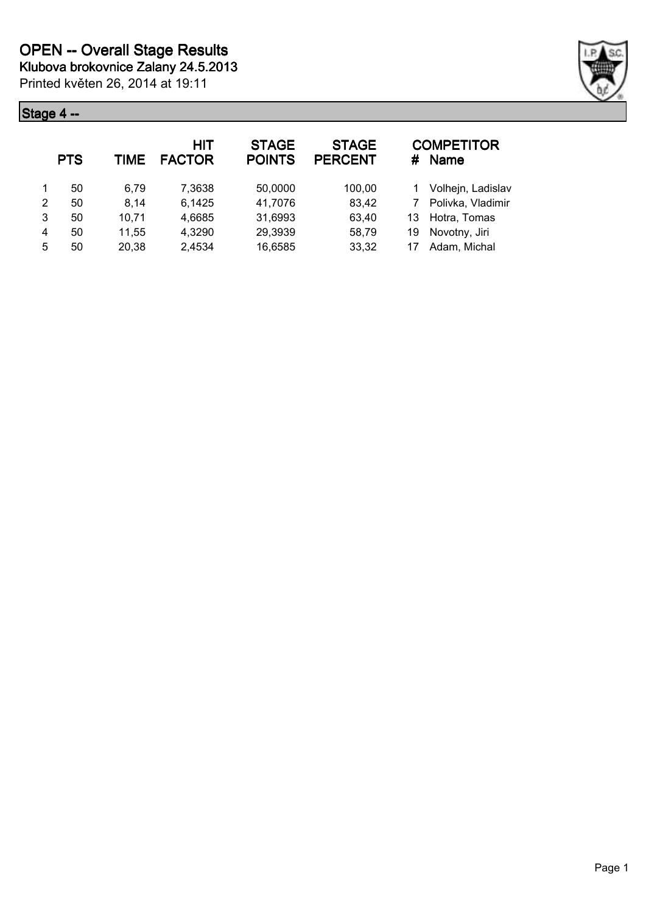# OPEN -- Overall Stage Results

**Klubova brokovnice Zalany 24.5.2013**

Printed květen 26, 2014 at 19:11

## Stage 4 --

| | PTS | TIME | HIT FACTOR | STAGE POINTS | STAGE PERCENT | # | COMPETITOR Name |
|---|---|---|---|---|---|---|---|
| 1 | 50 | 6,79 | 7,3638 | 50,0000 | 100,00 | 1 | Volhejn, Ladislav |
| 2 | 50 | 8,14 | 6,1425 | 41,7076 | 83,42 | 7 | Polivka, Vladimir |
| 3 | 50 | 10,71 | 4,6685 | 31,6993 | 63,40 | 13 | Hotra, Tomas |
| 4 | 50 | 11,55 | 4,3290 | 29,3939 | 58,79 | 19 | Novotny, Jiri |
| 5 | 50 | 20,38 | 2,4534 | 16,6585 | 33,32 | 17 | Adam, Michal |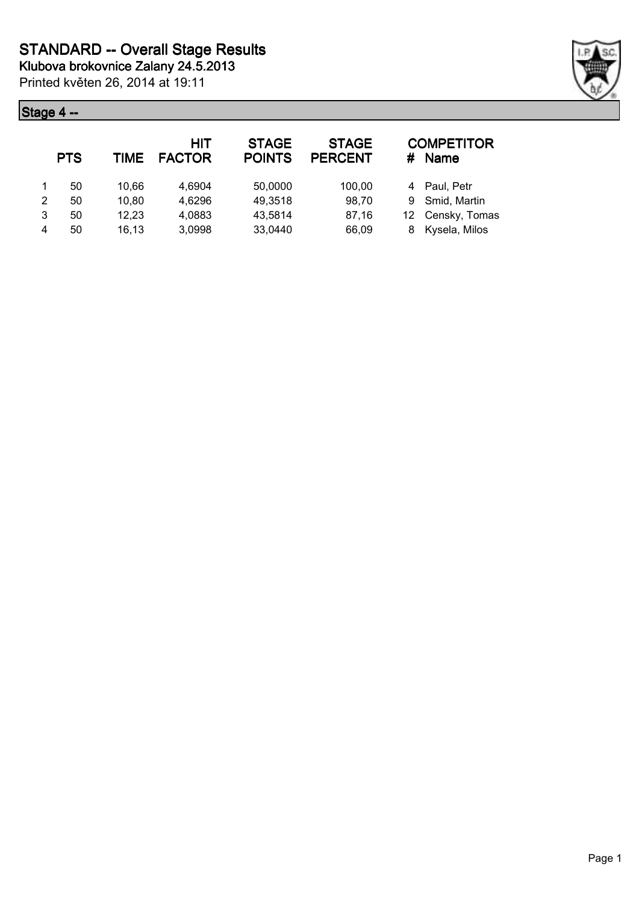# STANDARD -- Overall Stage Results

**Klubova brokovnice Zalany 24.5.2013**

Printed květen 26, 2014 at 19:11

## Stage 4 --

| | PTS | TIME | HIT FACTOR | STAGE POINTS | STAGE PERCENT | # | COMPETITOR Name |
|---|---|---|---|---|---|---|---|
| 1 | 50 | 10,66 | 4,6904 | 50,0000 | 100,00 | 4 | Paul, Petr |
| 2 | 50 | 10,80 | 4,6296 | 49,3518 | 98,70 | 9 | Smid, Martin |
| 3 | 50 | 12,23 | 4,0883 | 43,5814 | 87,16 | 12 | Censky, Tomas |
| 4 | 50 | 16,13 | 3,0998 | 33,0440 | 66,09 | 8 | Kysela, Milos |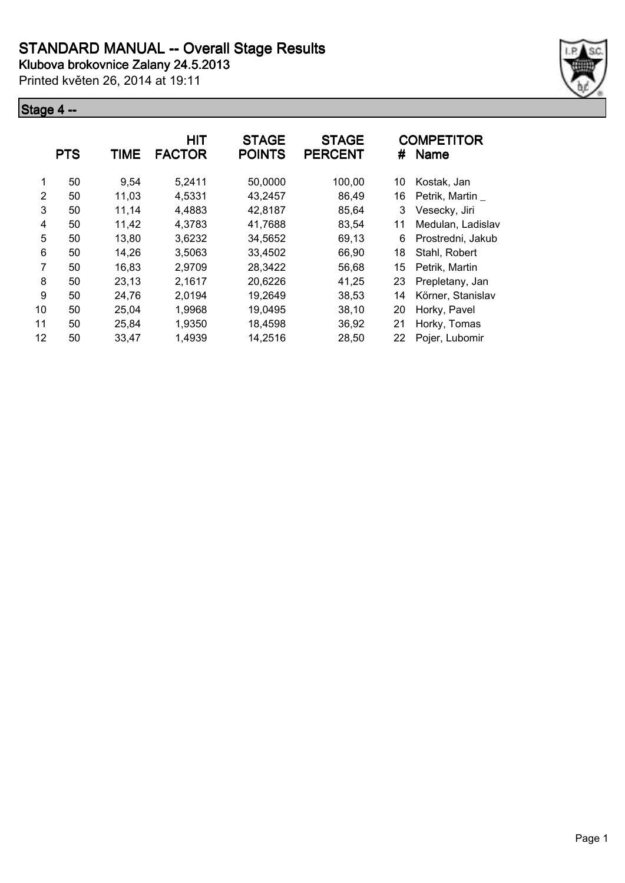# STANDARD MANUAL -- Overall Stage Results

**Klubova brokovnice Zalany 24.5.2013**

Printed květen 26, 2014 at 19:11

## Stage 4 --

| | PTS | TIME | HIT FACTOR | STAGE POINTS | STAGE PERCENT | # | COMPETITOR Name |
|---|---|---|---|---|---|---|---|
| 1 | 50 | 9,54 | 5,2411 | 50,0000 | 100,00 | 10 | Kostak, Jan |
| 2 | 50 | 11,03 | 4,5331 | 43,2457 | 86,49 | 16 | Petrik, Martin _ |
| 3 | 50 | 11,14 | 4,4883 | 42,8187 | 85,64 | 3 | Vesecky, Jiri |
| 4 | 50 | 11,42 | 4,3783 | 41,7688 | 83,54 | 11 | Medulan, Ladislav |
| 5 | 50 | 13,80 | 3,6232 | 34,5652 | 69,13 | 6 | Prostredni, Jakub |
| 6 | 50 | 14,26 | 3,5063 | 33,4502 | 66,90 | 18 | Stahl, Robert |
| 7 | 50 | 16,83 | 2,9709 | 28,3422 | 56,68 | 15 | Petrik, Martin |
| 8 | 50 | 23,13 | 2,1617 | 20,6226 | 41,25 | 23 | Prepletany, Jan |
| 9 | 50 | 24,76 | 2,0194 | 19,2649 | 38,53 | 14 | Körner, Stanislav |
| 10 | 50 | 25,04 | 1,9968 | 19,0495 | 38,10 | 20 | Horky, Pavel |
| 11 | 50 | 25,84 | 1,9350 | 18,4598 | 36,92 | 21 | Horky, Tomas |
| 12 | 50 | 33,47 | 1,4939 | 14,2516 | 28,50 | 22 | Pojer, Lubomir |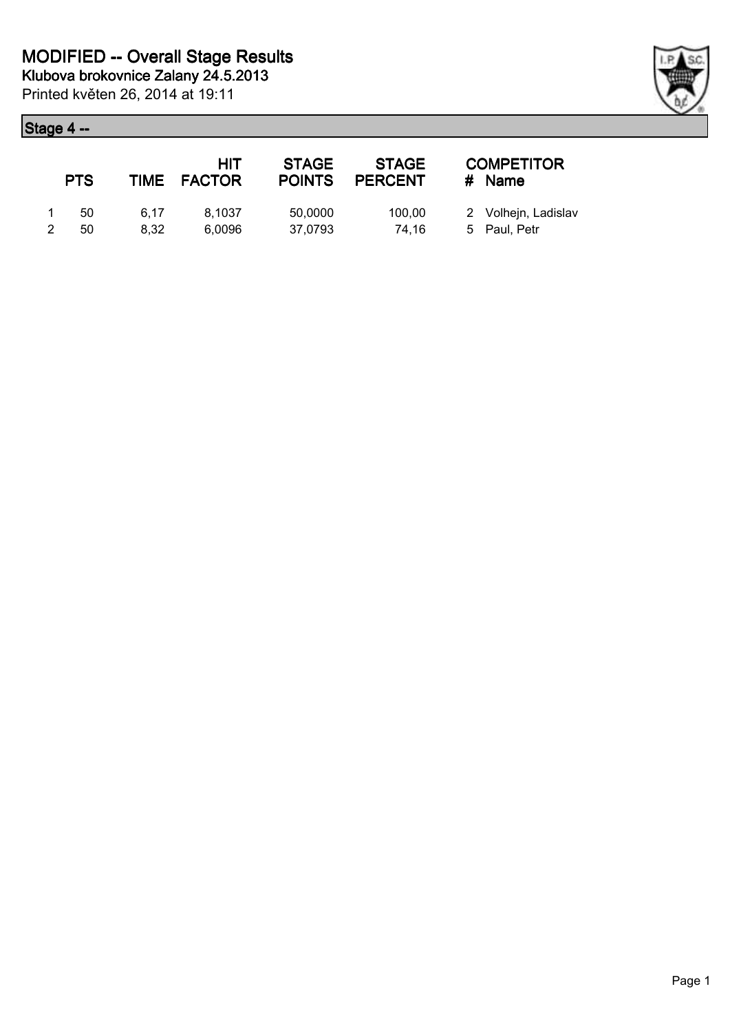# MODIFIED -- Overall Stage Results

**Klubova brokovnice Zalany 24.5.2013**

Printed květen 26, 2014 at 19:11

## Stage 4 --

| | PTS | TIME | HIT FACTOR | STAGE POINTS | STAGE PERCENT | # | COMPETITOR Name |
|---|---|---|---|---|---|---|---|
| 1 | 50 | 6,17 | 8,1037 | 50,0000 | 100,00 | 2 | Volhejn, Ladislav |
| 2 | 50 | 8,32 | 6,0096 | 37,0793 | 74,16 | 5 | Paul, Petr |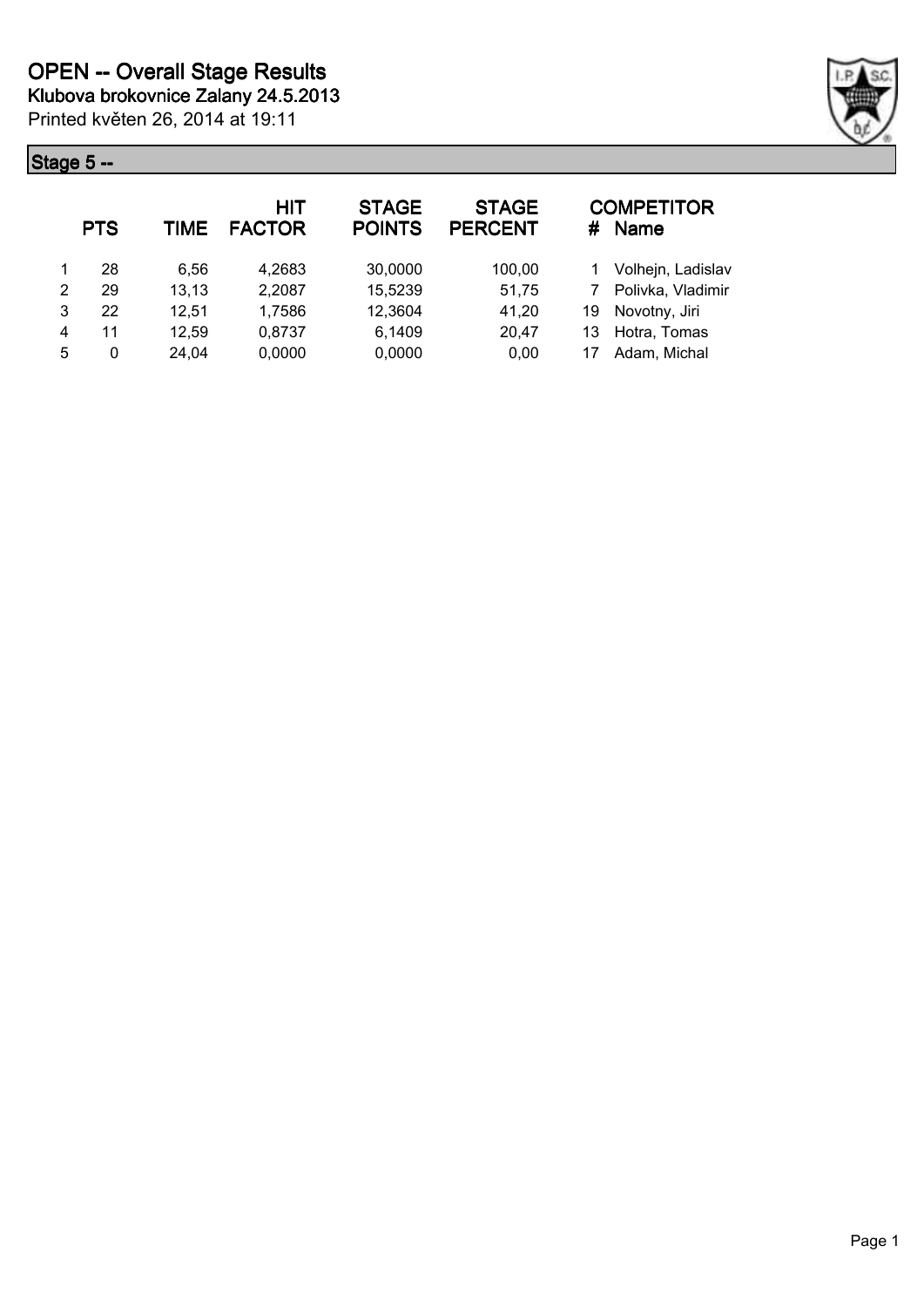# OPEN -- Overall Stage Results

**Klubova brokovnice Zalany 24.5.2013**

Printed květen 26, 2014 at 19:11

## Stage 5 --

| | PTS | TIME | HIT FACTOR | STAGE POINTS | STAGE PERCENT | # | COMPETITOR Name |
|---|---|---|---|---|---|---|---|
| 1 | 28 | 6,56 | 4,2683 | 30,0000 | 100,00 | 1 | Volhejn, Ladislav |
| 2 | 29 | 13,13 | 2,2087 | 15,5239 | 51,75 | 7 | Polivka, Vladimir |
| 3 | 22 | 12,51 | 1,7586 | 12,3604 | 41,20 | 19 | Novotny, Jiri |
| 4 | 11 | 12,59 | 0,8737 | 6,1409 | 20,47 | 13 | Hotra, Tomas |
| 5 | 0 | 24,04 | 0,0000 | 0,0000 | 0,00 | 17 | Adam, Michal |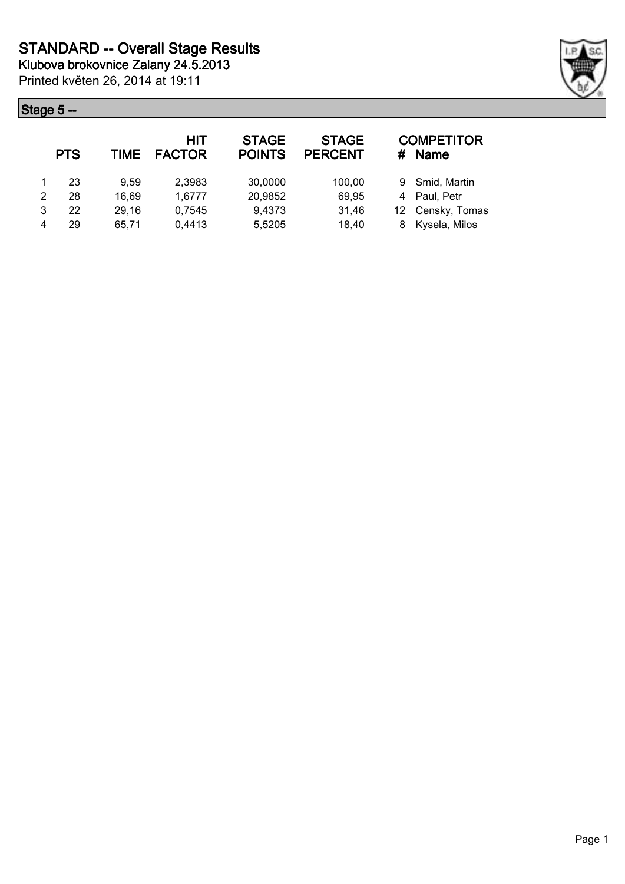# STANDARD -- Overall Stage Results

**Klubova brokovnice Zalany 24.5.2013**

Printed květen 26, 2014 at 19:11

## Stage 5 --

| | PTS | TIME | HIT FACTOR | STAGE POINTS | STAGE PERCENT | # | COMPETITOR Name |
|---|---|---|---|---|---|---|---|
| 1 | 23 | 9,59 | 2,3983 | 30,0000 | 100,00 | 9 | Smid, Martin |
| 2 | 28 | 16,69 | 1,6777 | 20,9852 | 69,95 | 4 | Paul, Petr |
| 3 | 22 | 29,16 | 0,7545 | 9,4373 | 31,46 | 12 | Censky, Tomas |
| 4 | 29 | 65,71 | 0,4413 | 5,5205 | 18,40 | 8 | Kysela, Milos |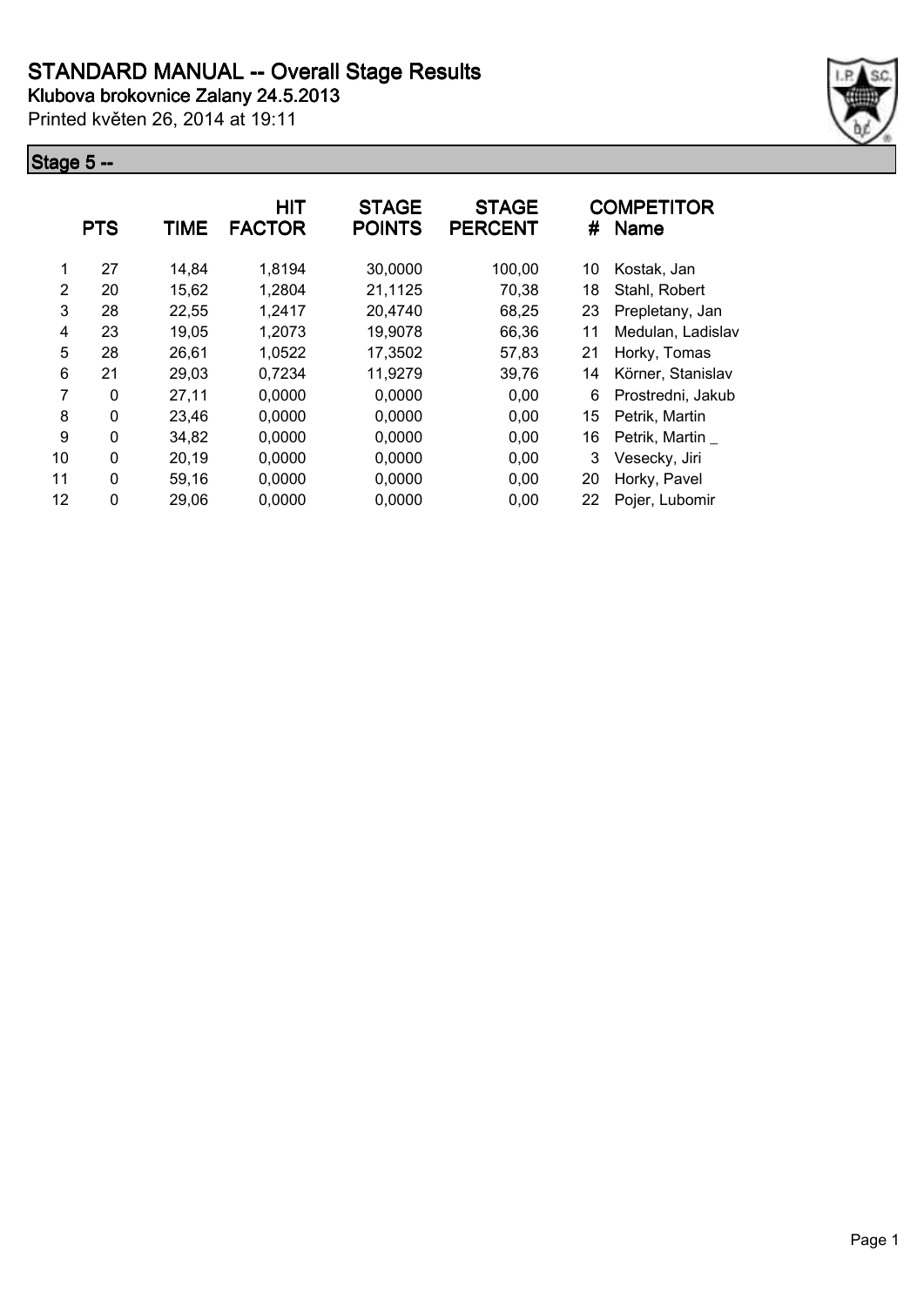# STANDARD MANUAL -- Overall Stage Results

**Klubova brokovnice Zalany 24.5.2013**

Printed květen 26, 2014 at 19:11

## Stage 5 --

| | PTS | TIME | HIT FACTOR | STAGE POINTS | STAGE PERCENT | # | COMPETITOR Name |
|---|---|---|---|---|---|---|---|
| 1 | 27 | 14,84 | 1,8194 | 30,0000 | 100,00 | 10 | Kostak, Jan |
| 2 | 20 | 15,62 | 1,2804 | 21,1125 | 70,38 | 18 | Stahl, Robert |
| 3 | 28 | 22,55 | 1,2417 | 20,4740 | 68,25 | 23 | Prepletany, Jan |
| 4 | 23 | 19,05 | 1,2073 | 19,9078 | 66,36 | 11 | Medulan, Ladislav |
| 5 | 28 | 26,61 | 1,0522 | 17,3502 | 57,83 | 21 | Horky, Tomas |
| 6 | 21 | 29,03 | 0,7234 | 11,9279 | 39,76 | 14 | Körner, Stanislav |
| 7 | 0 | 27,11 | 0,0000 | 0,0000 | 0,00 | 6 | Prostredni, Jakub |
| 8 | 0 | 23,46 | 0,0000 | 0,0000 | 0,00 | 15 | Petrik, Martin |
| 9 | 0 | 34,82 | 0,0000 | 0,0000 | 0,00 | 16 | Petrik, Martin _ |
| 10 | 0 | 20,19 | 0,0000 | 0,0000 | 0,00 | 3 | Vesecky, Jiri |
| 11 | 0 | 59,16 | 0,0000 | 0,0000 | 0,00 | 20 | Horky, Pavel |
| 12 | 0 | 29,06 | 0,0000 | 0,0000 | 0,00 | 22 | Pojer, Lubomir |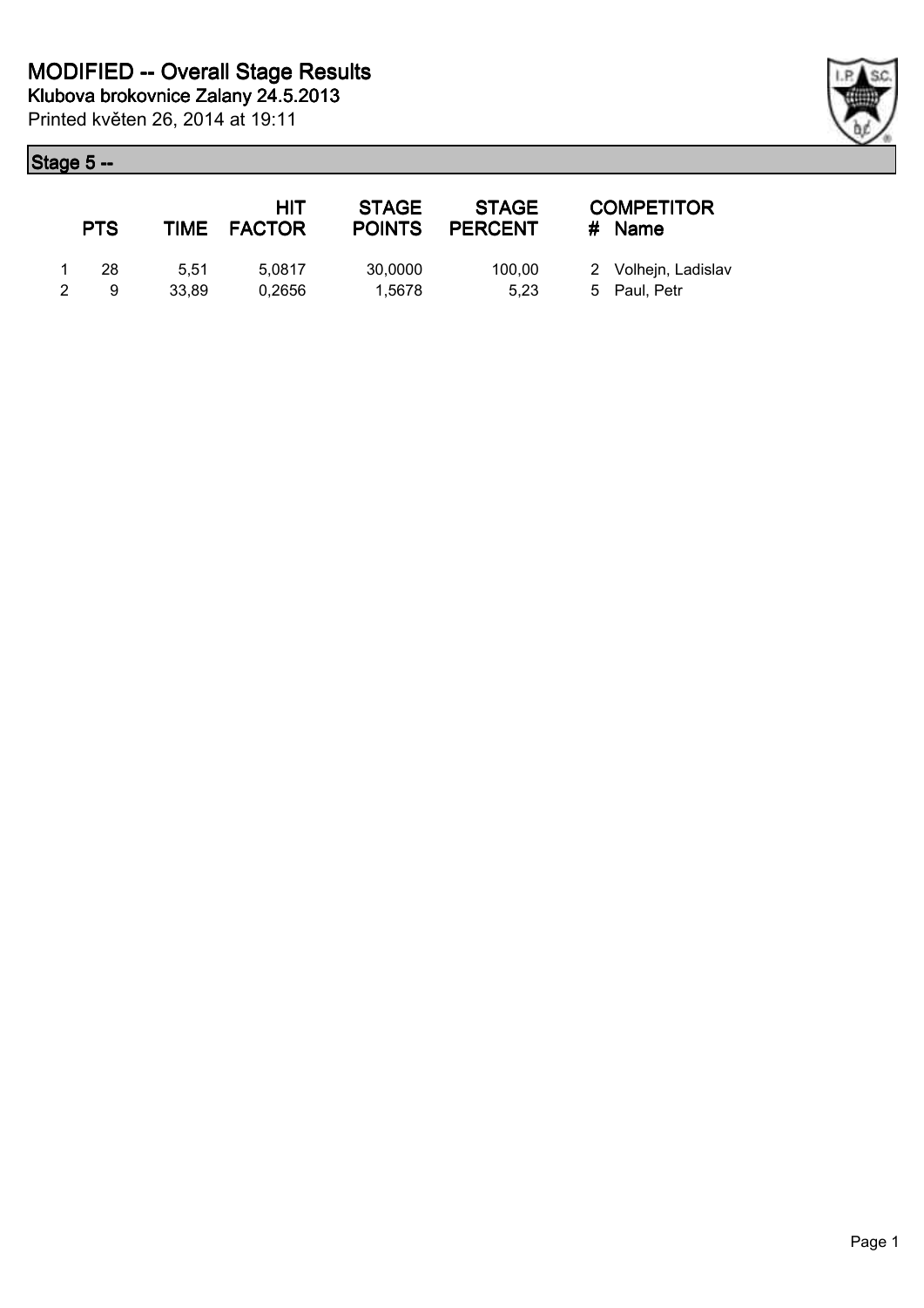# MODIFIED -- Overall Stage Results

**Klubova brokovnice Zalany 24.5.2013**

Printed květen 26, 2014 at 19:11

## Stage 5 --

| | PTS | TIME | HIT FACTOR | STAGE POINTS | STAGE PERCENT | # | COMPETITOR Name |
|---|---|---|---|---|---|---|---|
| 1 | 28 | 5,51 | 5,0817 | 30,0000 | 100,00 | 2 | Volhejn, Ladislav |
| 2 | 9 | 33,89 | 0,2656 | 1,5678 | 5,23 | 5 | Paul, Petr |